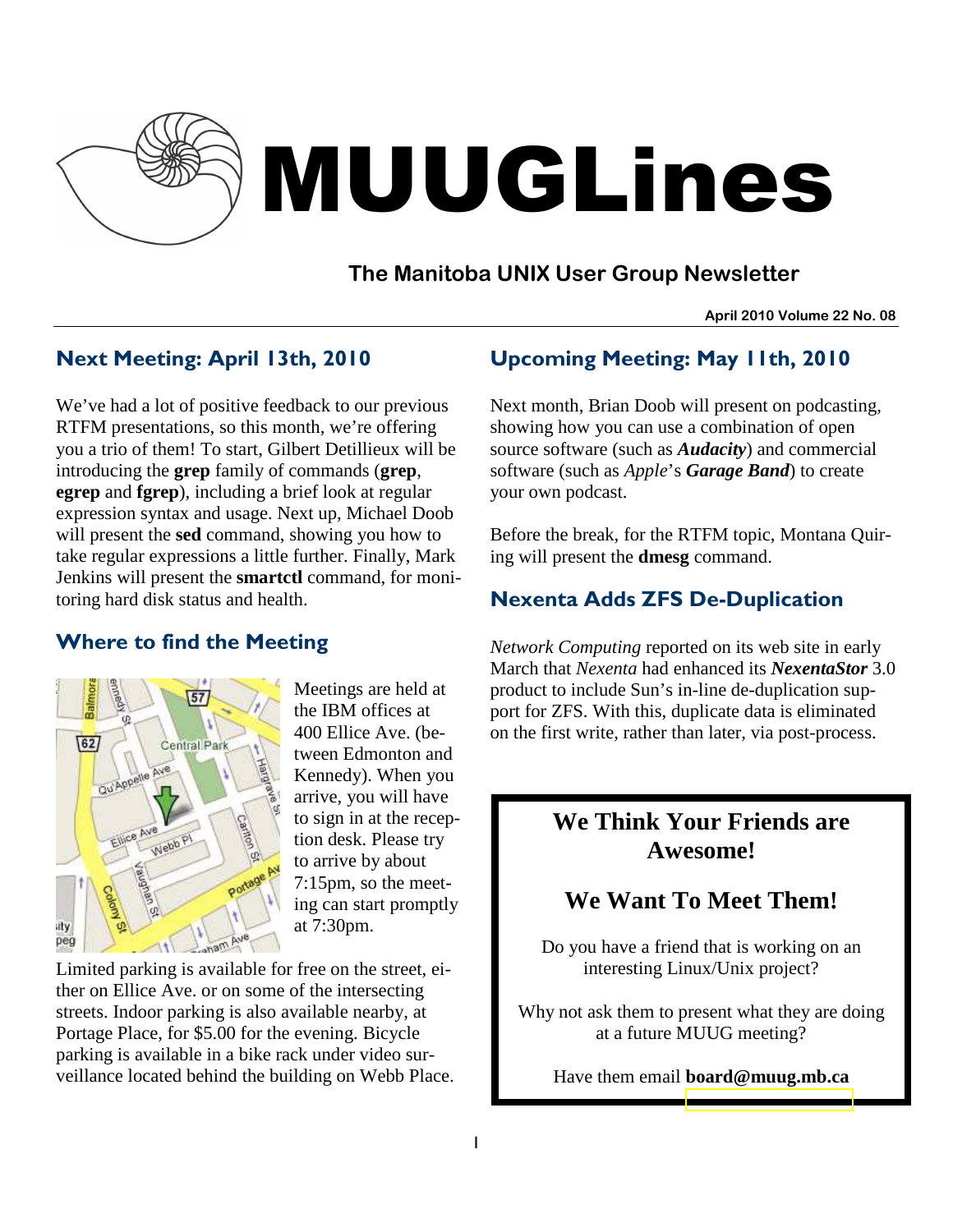# MUUGLines

## The Manitoba UNIX User Group Newsletter

**April 2010 Volume 22 No. 08**

## Next Meeting: April 13th, 2010

We've had a lot of positive feedback to our previous RTFM presentations, so this month, we're offering you a trio of them! To start, Gilbert Detillieux will be introducing the **grep** family of commands (**grep**, **egrep** and **fgrep**), including a brief look at regular expression syntax and usage. Next up, Michael Doob will present the **sed** command, showing you how to take regular expressions a little further. Finally, Mark Jenkins will present the **smartctl** command, for monitoring hard disk status and health.

## Where to find the Meeting

Meetings are held at the IBM offices at 400 Ellice Ave. (between Edmonton and Kennedy). When you arrive, you will have to sign in at the reception desk. Please try to arrive by about 7:15pm, so the meeting can start promptly at 7:30pm.

Limited parking is available for free on the street, either on Ellice Ave. or on some of the intersecting streets. Indoor parking is also available nearby, at Portage Place, for $5.00 for the evening. Bicycle parking is available in a bike rack under video surveillance located behind the building on Webb Place.

## Upcoming Meeting: May 11th, 2010

Next month, Brian Doob will present on podcasting, showing how you can use a combination of open source software (such as ***Audacity***) and commercial software (such as *Apple*'s ***Garage Band***) to create your own podcast.

Before the break, for the RTFM topic, Montana Quiring will present the **dmesg** command.

## Nexenta Adds ZFS De-Duplication

*Network Computing* reported on its web site in early March that *Nexenta* had enhanced its ***NexentaStor*** 3.0 product to include Sun's in-line de-duplication support for ZFS. With this, duplicate data is eliminated on the first write, rather than later, via post-process.

### We Think Your Friends are Awesome!

### We Want To Meet Them!

Do you have a friend that is working on an interesting Linux/Unix project?

Why not ask them to present what they are doing at a future MUUG meeting?

Have them email **board@muug.mb.ca**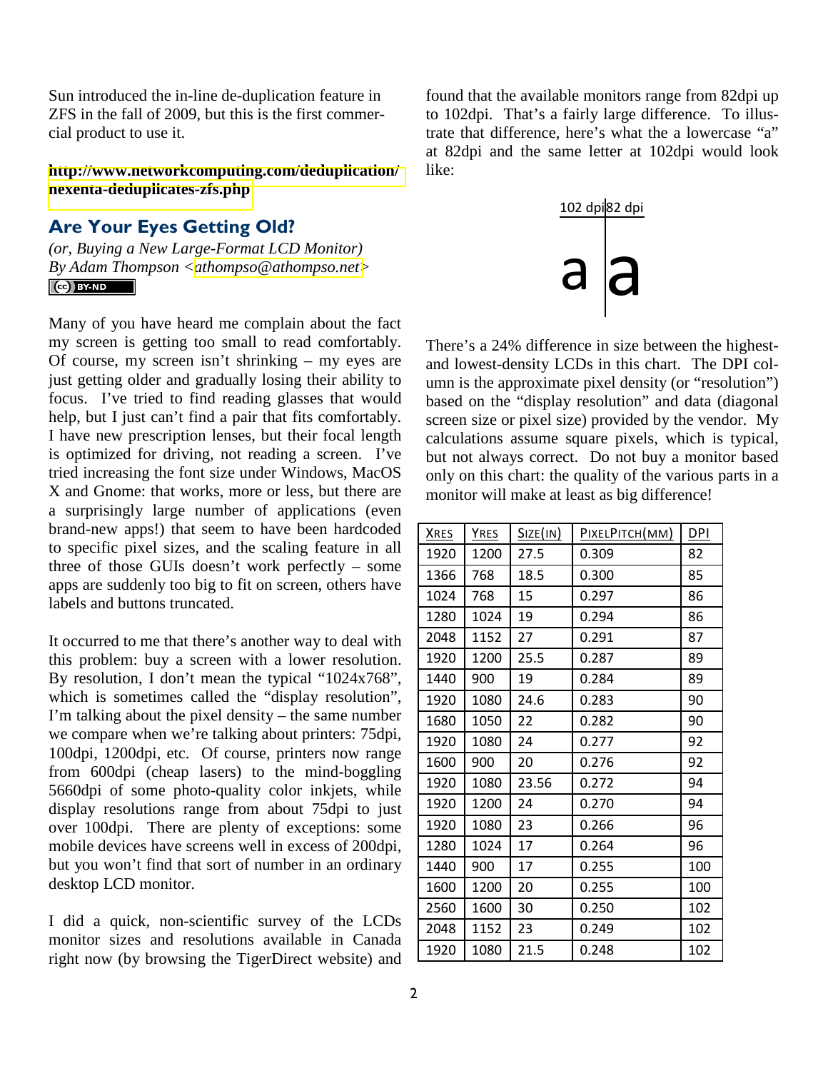Sun introduced the in-line de-duplication feature in ZFS in the fall of 2009, but this is the first commercial product to use it.

**http://www.networkcomputing.com/deduplication/nexenta-deduplicates-zfs.php**

## Are Your Eyes Getting Old?

*(or, Buying a New Large-Format LCD Monitor)*
*By Adam Thompson <athompso@athompso.net>*

Many of you have heard me complain about the fact my screen is getting too small to read comfortably. Of course, my screen isn't shrinking – my eyes are just getting older and gradually losing their ability to focus. I've tried to find reading glasses that would help, but I just can't find a pair that fits comfortably. I have new prescription lenses, but their focal length is optimized for driving, not reading a screen. I've tried increasing the font size under Windows, MacOS X and Gnome: that works, more or less, but there are a surprisingly large number of applications (even brand-new apps!) that seem to have been hardcoded to specific pixel sizes, and the scaling feature in all three of those GUIs doesn't work perfectly – some apps are suddenly too big to fit on screen, others have labels and buttons truncated.

It occurred to me that there's another way to deal with this problem: buy a screen with a lower resolution. By resolution, I don't mean the typical "1024x768", which is sometimes called the "display resolution", I'm talking about the pixel density – the same number we compare when we're talking about printers: 75dpi, 100dpi, 1200dpi, etc. Of course, printers now range from 600dpi (cheap lasers) to the mind-boggling 5660dpi of some photo-quality color inkjets, while display resolutions range from about 75dpi to just over 100dpi. There are plenty of exceptions: some mobile devices have screens well in excess of 200dpi, but you won't find that sort of number in an ordinary desktop LCD monitor.

I did a quick, non-scientific survey of the LCDs monitor sizes and resolutions available in Canada right now (by browsing the TigerDirect website) and found that the available monitors range from 82dpi up to 102dpi. That's a fairly large difference. To illustrate that difference, here's what the a lowercase "a" at 82dpi and the same letter at 102dpi would look like:

| 102 dpi | 82 dpi |
|---|---|
| a | a |

There's a 24% difference in size between the highest- and lowest-density LCDs in this chart. The DPI column is the approximate pixel density (or "resolution") based on the "display resolution" and data (diagonal screen size or pixel size) provided by the vendor. My calculations assume square pixels, which is typical, but not always correct. Do not buy a monitor based only on this chart: the quality of the various parts in a monitor will make at least as big difference!

| XRES | YRES | SIZE(IN) | PIXELPITCH(MM) | DPI |
|---|---|---|---|---|
| 1920 | 1200 | 27.5 | 0.309 | 82 |
| 1366 | 768 | 18.5 | 0.300 | 85 |
| 1024 | 768 | 15 | 0.297 | 86 |
| 1280 | 1024 | 19 | 0.294 | 86 |
| 2048 | 1152 | 27 | 0.291 | 87 |
| 1920 | 1200 | 25.5 | 0.287 | 89 |
| 1440 | 900 | 19 | 0.284 | 89 |
| 1920 | 1080 | 24.6 | 0.283 | 90 |
| 1680 | 1050 | 22 | 0.282 | 90 |
| 1920 | 1080 | 24 | 0.277 | 92 |
| 1600 | 900 | 20 | 0.276 | 92 |
| 1920 | 1080 | 23.56 | 0.272 | 94 |
| 1920 | 1200 | 24 | 0.270 | 94 |
| 1920 | 1080 | 23 | 0.266 | 96 |
| 1280 | 1024 | 17 | 0.264 | 96 |
| 1440 | 900 | 17 | 0.255 | 100 |
| 1600 | 1200 | 20 | 0.255 | 100 |
| 2560 | 1600 | 30 | 0.250 | 102 |
| 2048 | 1152 | 23 | 0.249 | 102 |
| 1920 | 1080 | 21.5 | 0.248 | 102 |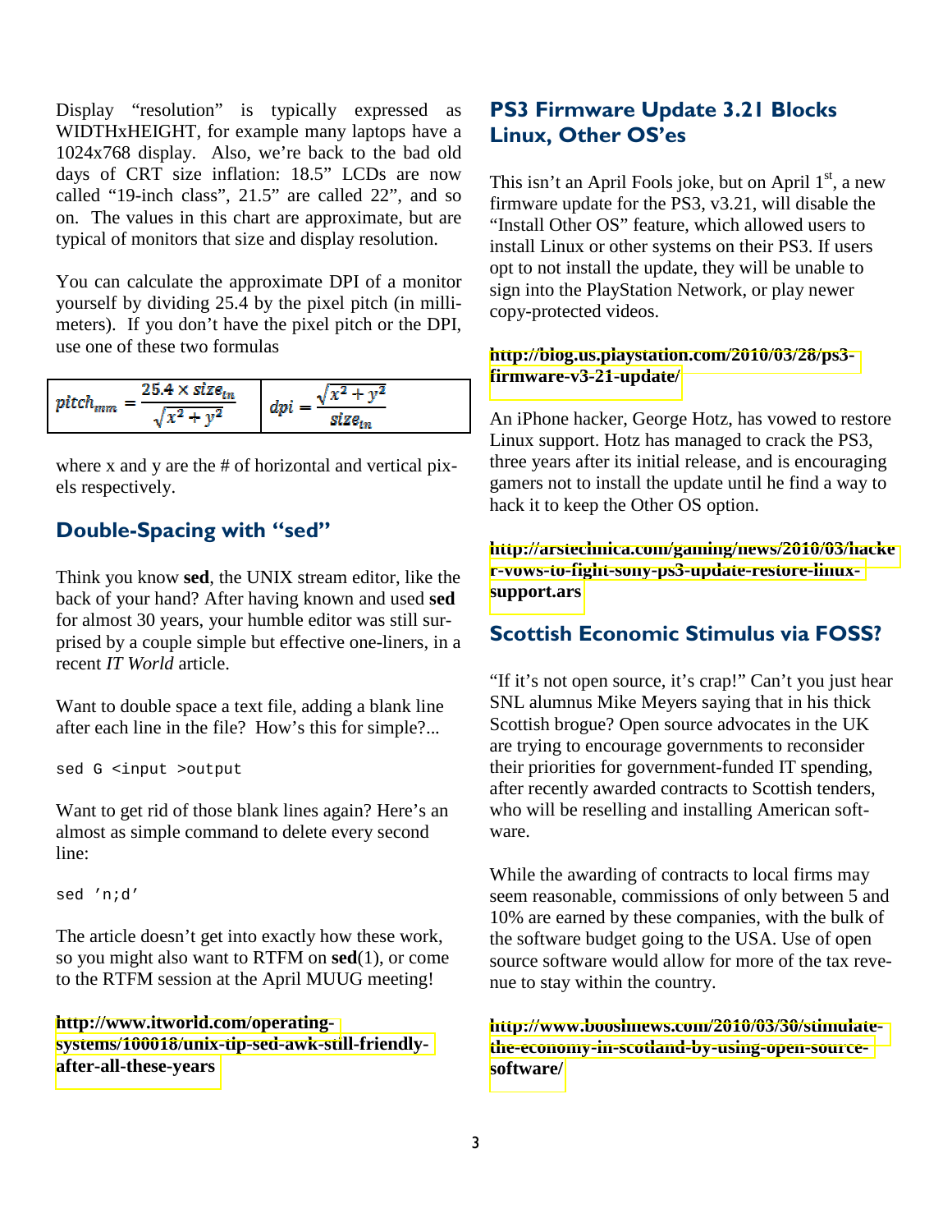Display "resolution" is typically expressed as WIDTHxHEIGHT, for example many laptops have a 1024x768 display. Also, we're back to the bad old days of CRT size inflation: 18.5" LCDs are now called "19-inch class", 21.5" are called 22", and so on. The values in this chart are approximate, but are typical of monitors that size and display resolution.

You can calculate the approximate DPI of a monitor yourself by dividing 25.4 by the pixel pitch (in millimeters). If you don't have the pixel pitch or the DPI, use one of these two formulas

| $pitch_{mm} = \frac{25.4 \times size_{in}}{\sqrt{x^2 + y^2}}$ | $dpi = \frac{\sqrt{x^2 + y^2}}{size_{in}}$ |
|---|---|

where x and y are the # of horizontal and vertical pixels respectively.

## Double-Spacing with "sed"

Think you know **sed**, the UNIX stream editor, like the back of your hand? After having known and used **sed** for almost 30 years, your humble editor was still surprised by a couple simple but effective one-liners, in a recent *IT World* article.

Want to double space a text file, adding a blank line after each line in the file? How's this for simple?...

```
sed G <input >output
```

Want to get rid of those blank lines again? Here's an almost as simple command to delete every second line:

```
sed 'n;d'
```

The article doesn't get into exactly how these work, so you might also want to RTFM on **sed**(1), or come to the RTFM session at the April MUUG meeting!

**http://www.itworld.com/operating-systems/100018/unix-tip-sed-awk-still-friendly-after-all-these-years**

## PS3 Firmware Update 3.21 Blocks Linux, Other OS'es

This isn't an April Fools joke, but on April 1st, a new firmware update for the PS3, v3.21, will disable the "Install Other OS" feature, which allowed users to install Linux or other systems on their PS3. If users opt to not install the update, they will be unable to sign into the PlayStation Network, or play newer copy-protected videos.

**http://blog.us.playstation.com/2010/03/28/ps3-firmware-v3-21-update/**

An iPhone hacker, George Hotz, has vowed to restore Linux support. Hotz has managed to crack the PS3, three years after its initial release, and is encouraging gamers not to install the update until he find a way to hack it to keep the Other OS option.

**http://arstechnica.com/gaming/news/2010/03/hacker-vows-to-fight-sony-ps3-update-restore-linux-support.ars**

## Scottish Economic Stimulus via FOSS?

"If it's not open source, it's crap!" Can't you just hear SNL alumnus Mike Meyers saying that in his thick Scottish brogue? Open source advocates in the UK are trying to encourage governments to reconsider their priorities for government-funded IT spending, after recently awarded contracts to Scottish tenders, who will be reselling and installing American software.

While the awarding of contracts to local firms may seem reasonable, commissions of only between 5 and 10% are earned by these companies, with the bulk of the software budget going to the USA. Use of open source software would allow for more of the tax revenue to stay within the country.

**http://www.booshnews.com/2010/03/30/stimulate-the-economy-in-scotland-by-using-open-source-software/**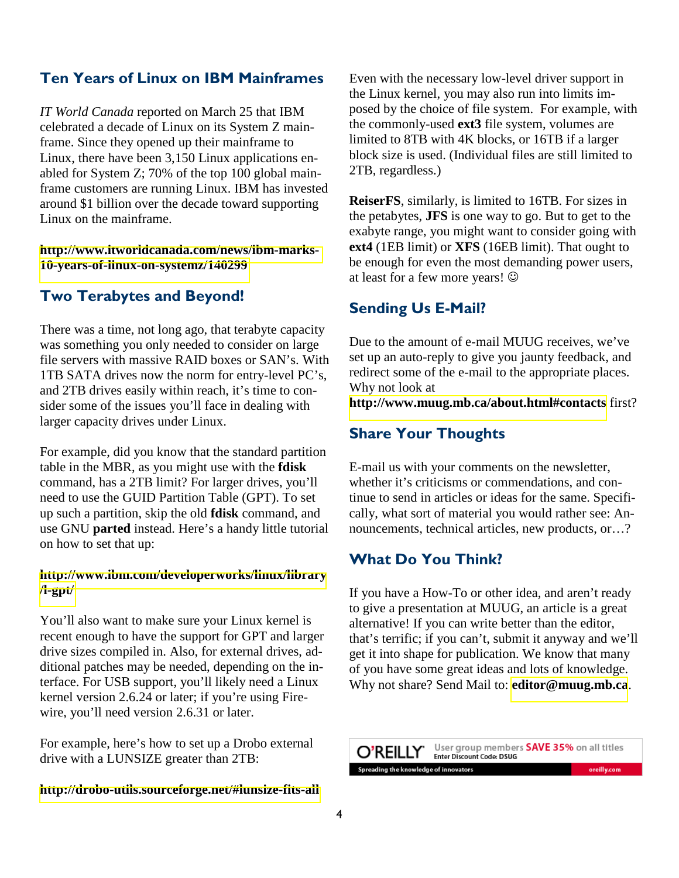## Ten Years of Linux on IBM Mainframes

*IT World Canada* reported on March 25 that IBM celebrated a decade of Linux on its System Z mainframe. Since they opened up their mainframe to Linux, there have been 3,150 Linux applications enabled for System Z; 70% of the top 100 global mainframe customers are running Linux. IBM has invested around $1 billion over the decade toward supporting Linux on the mainframe.

**http://www.itworldcanada.com/news/ibm-marks-10-years-of-linux-on-systemz/140299**

## Two Terabytes and Beyond!

There was a time, not long ago, that terabyte capacity was something you only needed to consider on large file servers with massive RAID boxes or SAN's. With 1TB SATA drives now the norm for entry-level PC's, and 2TB drives easily within reach, it's time to consider some of the issues you'll face in dealing with larger capacity drives under Linux.

For example, did you know that the standard partition table in the MBR, as you might use with the **fdisk** command, has a 2TB limit? For larger drives, you'll need to use the GUID Partition Table (GPT). To set up such a partition, skip the old **fdisk** command, and use GNU **parted** instead. Here's a handy little tutorial on how to set that up:

**http://www.ibm.com/developerworks/linux/library/l-gpt/**

You'll also want to make sure your Linux kernel is recent enough to have the support for GPT and larger drive sizes compiled in. Also, for external drives, additional patches may be needed, depending on the interface. For USB support, you'll likely need a Linux kernel version 2.6.24 or later; if you're using Firewire, you'll need version 2.6.31 or later.

For example, here's how to set up a Drobo external drive with a LUNSIZE greater than 2TB:

**http://drobo-utils.sourceforge.net/#lunsize-fits-all**

Even with the necessary low-level driver support in the Linux kernel, you may also run into limits imposed by the choice of file system. For example, with the commonly-used **ext3** file system, volumes are limited to 8TB with 4K blocks, or 16TB if a larger block size is used. (Individual files are still limited to 2TB, regardless.)

**ReiserFS**, similarly, is limited to 16TB. For sizes in the petabytes, **JFS** is one way to go. But to get to the exabyte range, you might want to consider going with **ext4** (1EB limit) or **XFS** (16EB limit). That ought to be enough for even the most demanding power users, at least for a few more years! ☺

## Sending Us E-Mail?

Due to the amount of e-mail MUUG receives, we've set up an auto-reply to give you jaunty feedback, and redirect some of the e-mail to the appropriate places. Why not look at **http://www.muug.mb.ca/about.html#contacts** first?

## Share Your Thoughts

E-mail us with your comments on the newsletter, whether it's criticisms or commendations, and continue to send in articles or ideas for the same. Specifically, what sort of material you would rather see: Announcements, technical articles, new products, or…?

## What Do You Think?

If you have a How-To or other idea, and aren't ready to give a presentation at MUUG, an article is a great alternative! If you can write better than the editor, that's terrific; if you can't, submit it anyway and we'll get it into shape for publication. We know that many of you have some great ideas and lots of knowledge. Why not share? Send Mail to: **editor@muug.mb.ca**.

O'REILLY User group members **SAVE 35%** on all titles
Enter Discount Code: DSUG
Spreading the knowledge of innovators — oreilly.com